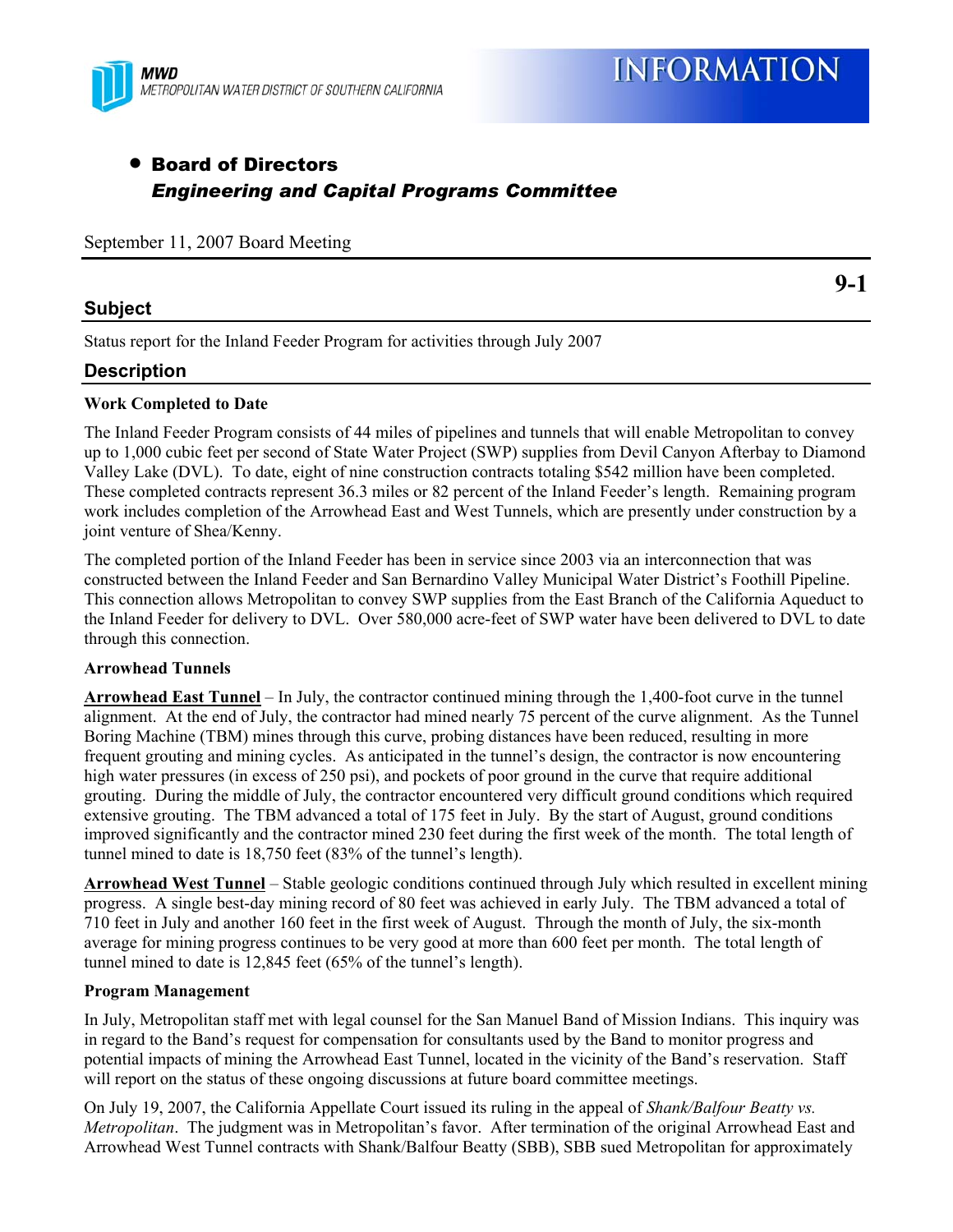MWD
METROPOLITAN WATER DISTRICT OF SOUTHERN CALIFORNIA

# INFORMATION

- **Board of Directors**
  ***Engineering and Capital Programs Committee***

September 11, 2007 Board Meeting

**9-1**

## Subject

Status report for the Inland Feeder Program for activities through July 2007

## Description

**Work Completed to Date**

The Inland Feeder Program consists of 44 miles of pipelines and tunnels that will enable Metropolitan to convey up to 1,000 cubic feet per second of State Water Project (SWP) supplies from Devil Canyon Afterbay to Diamond Valley Lake (DVL). To date, eight of nine construction contracts totaling $542 million have been completed. These completed contracts represent 36.3 miles or 82 percent of the Inland Feeder's length. Remaining program work includes completion of the Arrowhead East and West Tunnels, which are presently under construction by a joint venture of Shea/Kenny.

The completed portion of the Inland Feeder has been in service since 2003 via an interconnection that was constructed between the Inland Feeder and San Bernardino Valley Municipal Water District's Foothill Pipeline. This connection allows Metropolitan to convey SWP supplies from the East Branch of the California Aqueduct to the Inland Feeder for delivery to DVL. Over 580,000 acre-feet of SWP water have been delivered to DVL to date through this connection.

**Arrowhead Tunnels**

**Arrowhead East Tunnel** – In July, the contractor continued mining through the 1,400-foot curve in the tunnel alignment. At the end of July, the contractor had mined nearly 75 percent of the curve alignment. As the Tunnel Boring Machine (TBM) mines through this curve, probing distances have been reduced, resulting in more frequent grouting and mining cycles. As anticipated in the tunnel's design, the contractor is now encountering high water pressures (in excess of 250 psi), and pockets of poor ground in the curve that require additional grouting. During the middle of July, the contractor encountered very difficult ground conditions which required extensive grouting. The TBM advanced a total of 175 feet in July. By the start of August, ground conditions improved significantly and the contractor mined 230 feet during the first week of the month. The total length of tunnel mined to date is 18,750 feet (83% of the tunnel's length).

**Arrowhead West Tunnel** – Stable geologic conditions continued through July which resulted in excellent mining progress. A single best-day mining record of 80 feet was achieved in early July. The TBM advanced a total of 710 feet in July and another 160 feet in the first week of August. Through the month of July, the six-month average for mining progress continues to be very good at more than 600 feet per month. The total length of tunnel mined to date is 12,845 feet (65% of the tunnel's length).

**Program Management**

In July, Metropolitan staff met with legal counsel for the San Manuel Band of Mission Indians. This inquiry was in regard to the Band's request for compensation for consultants used by the Band to monitor progress and potential impacts of mining the Arrowhead East Tunnel, located in the vicinity of the Band's reservation. Staff will report on the status of these ongoing discussions at future board committee meetings.

On July 19, 2007, the California Appellate Court issued its ruling in the appeal of *Shank/Balfour Beatty vs. Metropolitan*. The judgment was in Metropolitan's favor. After termination of the original Arrowhead East and Arrowhead West Tunnel contracts with Shank/Balfour Beatty (SBB), SBB sued Metropolitan for approximately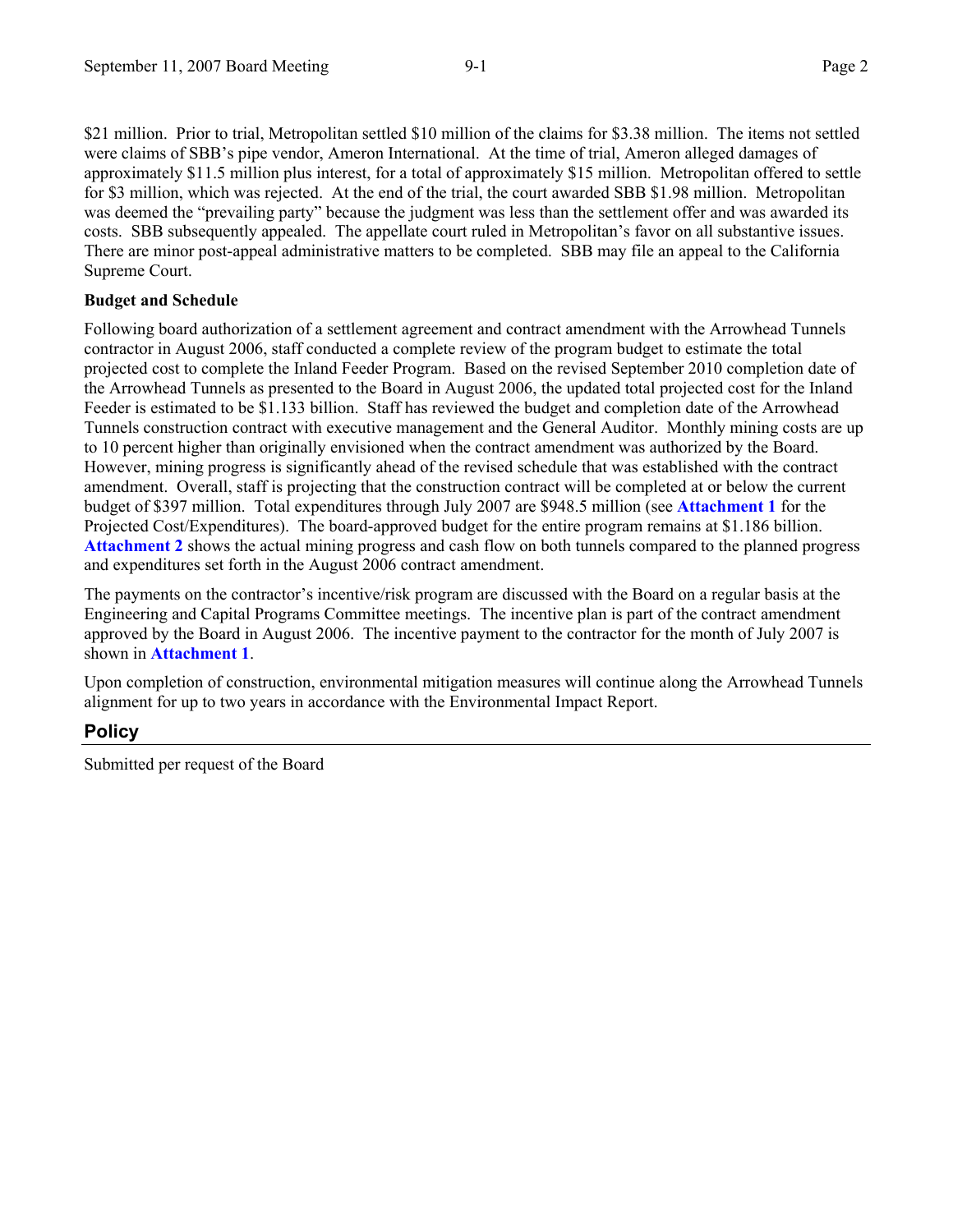$21 million. Prior to trial, Metropolitan settled $10 million of the claims for $3.38 million. The items not settled were claims of SBB's pipe vendor, Ameron International. At the time of trial, Ameron alleged damages of approximately $11.5 million plus interest, for a total of approximately $15 million. Metropolitan offered to settle for $3 million, which was rejected. At the end of the trial, the court awarded SBB $1.98 million. Metropolitan was deemed the "prevailing party" because the judgment was less than the settlement offer and was awarded its costs. SBB subsequently appealed. The appellate court ruled in Metropolitan's favor on all substantive issues. There are minor post-appeal administrative matters to be completed. SBB may file an appeal to the California Supreme Court.

**Budget and Schedule**

Following board authorization of a settlement agreement and contract amendment with the Arrowhead Tunnels contractor in August 2006, staff conducted a complete review of the program budget to estimate the total projected cost to complete the Inland Feeder Program. Based on the revised September 2010 completion date of the Arrowhead Tunnels as presented to the Board in August 2006, the updated total projected cost for the Inland Feeder is estimated to be $1.133 billion. Staff has reviewed the budget and completion date of the Arrowhead Tunnels construction contract with executive management and the General Auditor. Monthly mining costs are up to 10 percent higher than originally envisioned when the contract amendment was authorized by the Board. However, mining progress is significantly ahead of the revised schedule that was established with the contract amendment. Overall, staff is projecting that the construction contract will be completed at or below the current budget of $397 million. Total expenditures through July 2007 are $948.5 million (see **Attachment 1** for the Projected Cost/Expenditures). The board-approved budget for the entire program remains at $1.186 billion. **Attachment 2** shows the actual mining progress and cash flow on both tunnels compared to the planned progress and expenditures set forth in the August 2006 contract amendment.

The payments on the contractor's incentive/risk program are discussed with the Board on a regular basis at the Engineering and Capital Programs Committee meetings. The incentive plan is part of the contract amendment approved by the Board in August 2006. The incentive payment to the contractor for the month of July 2007 is shown in **Attachment 1**.

Upon completion of construction, environmental mitigation measures will continue along the Arrowhead Tunnels alignment for up to two years in accordance with the Environmental Impact Report.

## Policy

Submitted per request of the Board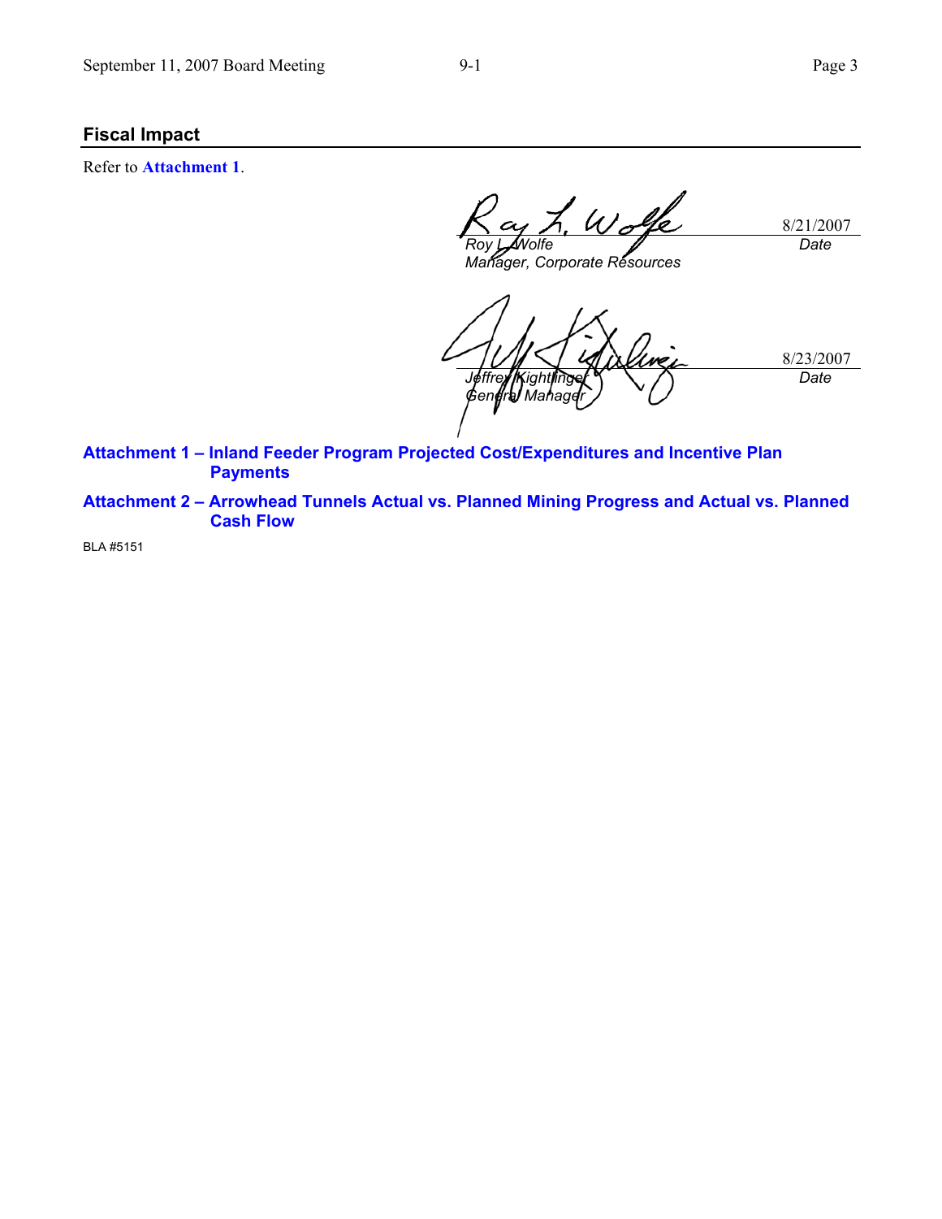## Fiscal Impact

Refer to **Attachment 1**.

| | |
|---|---|
| *Roy L. Wolfe* | 8/21/2007 |
| *Manager, Corporate Resources* | *Date* |

| | |
|---|---|
| *Jeffrey Kightlinger* | 8/23/2007 |
| *General Manager* | *Date* |

**Attachment 1 – Inland Feeder Program Projected Cost/Expenditures and Incentive Plan Payments**

**Attachment 2 – Arrowhead Tunnels Actual vs. Planned Mining Progress and Actual vs. Planned Cash Flow**

BLA #5151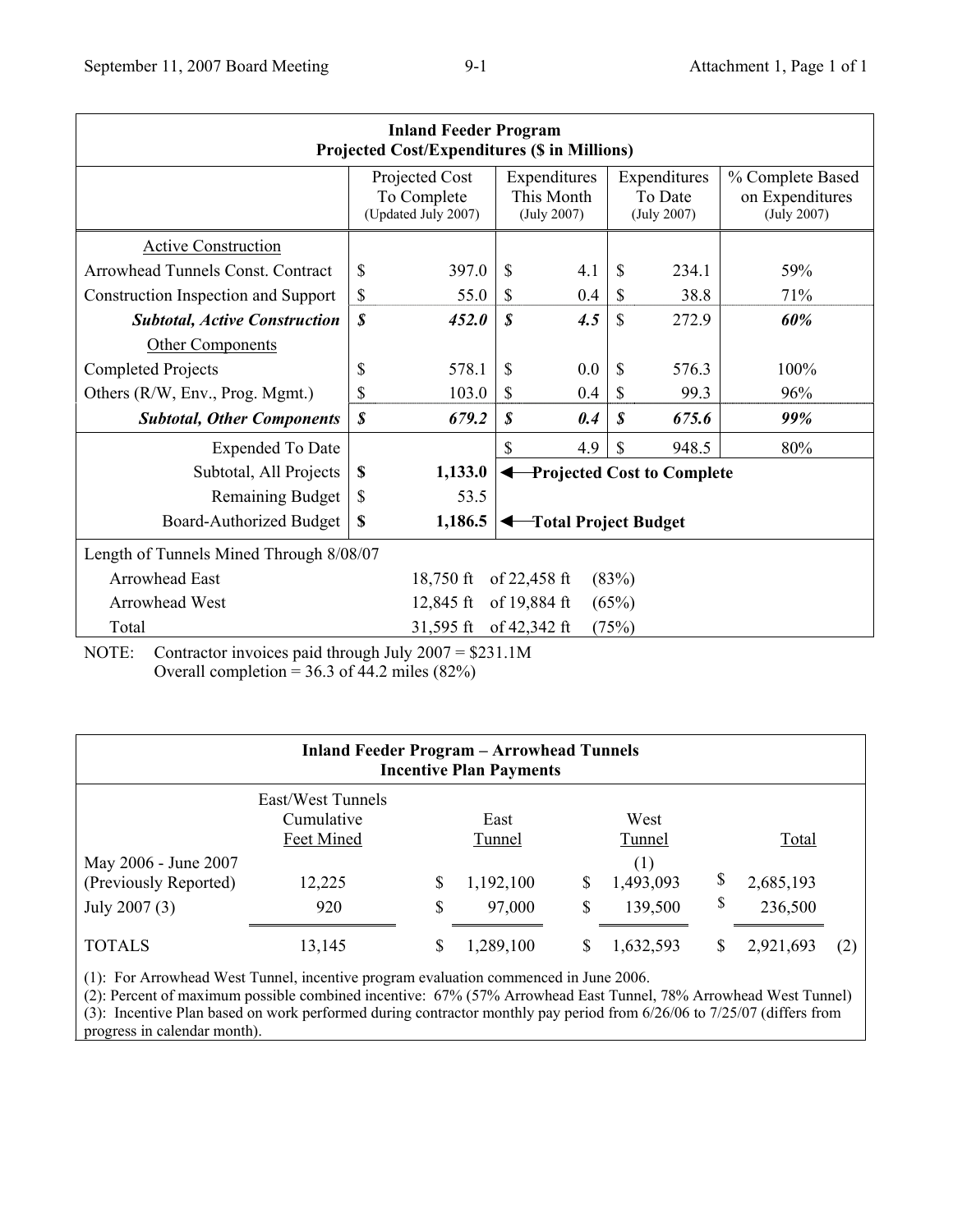| **Inland Feeder Program** **Projected Cost/Expenditures ($ in Millions)** | | | | |
|---|---|---|---|---|
| | Projected Cost To Complete (Updated July 2007) | Expenditures This Month (July 2007) | Expenditures To Date (July 2007) | % Complete Based on Expenditures (July 2007) |
| Active Construction | | | | |
| Arrowhead Tunnels Const. Contract | $ 397.0 | $ 4.1 | $ 234.1 | 59% |
| Construction Inspection and Support | $ 55.0 | $ 0.4 | $ 38.8 | 71% |
| ***Subtotal, Active Construction*** | ***$ 452.0*** | ***$ 4.5*** | $ 272.9 | ***60%*** |
| Other Components | | | | |
| Completed Projects | $ 578.1 | $ 0.0 | $ 576.3 | 100% |
| Others (R/W, Env., Prog. Mgmt.) | $ 103.0 | $ 0.4 | $ 99.3 | 96% |
| ***Subtotal, Other Components*** | ***$ 679.2*** | ***$ 0.4*** | ***$ 675.6*** | ***99%*** |
| Expended To Date | | $ 4.9 | $ 948.5 | 80% |
| Subtotal, All Projects | **$ 1,133.0** | **◄—Projected Cost to Complete** | | |
| Remaining Budget | $ 53.5 | | | |
| Board-Authorized Budget | **$ 1,186.5** | **◄—Total Project Budget** | | |
| Length of Tunnels Mined Through 8/08/07 | | | | |
| Arrowhead East | 18,750 ft | of 22,458 ft | (83%) | |
| Arrowhead West | 12,845 ft | of 19,884 ft | (65%) | |
| Total | 31,595 ft | of 42,342 ft | (75%) | |

NOTE: Contractor invoices paid through July 2007 = $231.1M
Overall completion = 36.3 of 44.2 miles (82%)

| **Inland Feeder Program – Arrowhead Tunnels** **Incentive Plan Payments** | | | | | |
|---|---|---|---|---|---|
| | East/West Tunnels Cumulative Feet Mined | East Tunnel | West Tunnel | Total | |
| May 2006 - June 2007 (Previously Reported) | 12,225 | $ 1,192,100 | (1) $ 1,493,093 | $ 2,685,193 | |
| July 2007 (3) | 920 | $ 97,000 | $ 139,500 | $ 236,500 | |
| TOTALS | 13,145 | $ 1,289,100 | $ 1,632,593 | $ 2,921,693 | (2) |

(1): For Arrowhead West Tunnel, incentive program evaluation commenced in June 2006.
(2): Percent of maximum possible combined incentive: 67% (57% Arrowhead East Tunnel, 78% Arrowhead West Tunnel)
(3): Incentive Plan based on work performed during contractor monthly pay period from 6/26/06 to 7/25/07 (differs from progress in calendar month).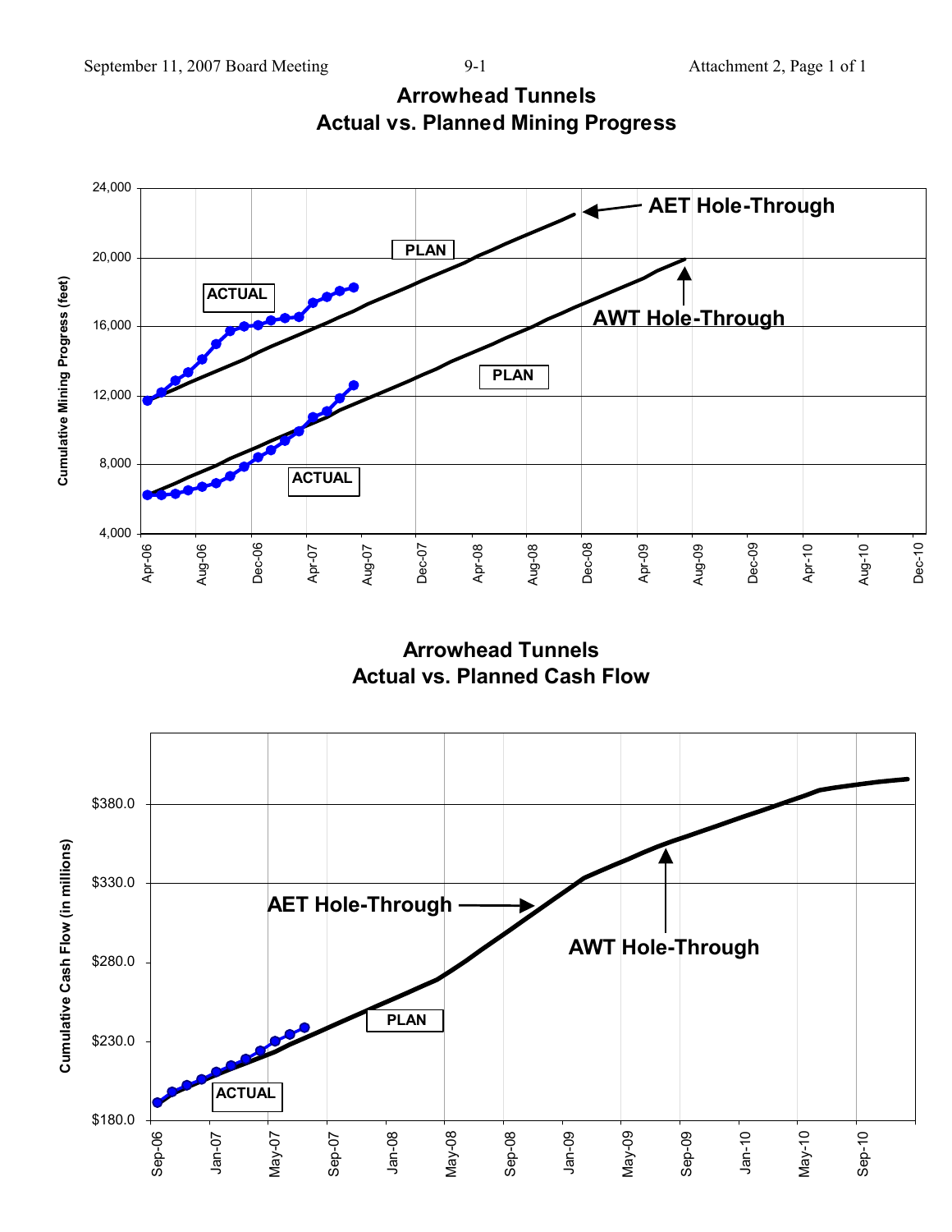## Arrowhead Tunnels
## Actual vs. Planned Mining Progress

Cumulative Mining Progress (feet)

24,000
20,000
16,000
12,000
8,000
4,000

Apr-06
Aug-06
Dec-06
Apr-07
Aug-07
Dec-07
Apr-08
Aug-08
Dec-08
Apr-09
Aug-09
Dec-09
Apr-10
Aug-10
Dec-10

AET Hole-Through

PLAN

ACTUAL

AWT Hole-Through

PLAN

ACTUAL

## Arrowhead Tunnels
## Actual vs. Planned Cash Flow

Cumulative Cash Flow (in millions)

$380.0
$330.0
$280.0
$230.0
$180.0

Sep-06
Jan-07
May-07
Sep-07
Jan-08
May-08
Sep-08
Jan-09
May-09
Sep-09
Jan-10
May-10
Sep-10

AET Hole-Through

AWT Hole-Through

PLAN

ACTUAL